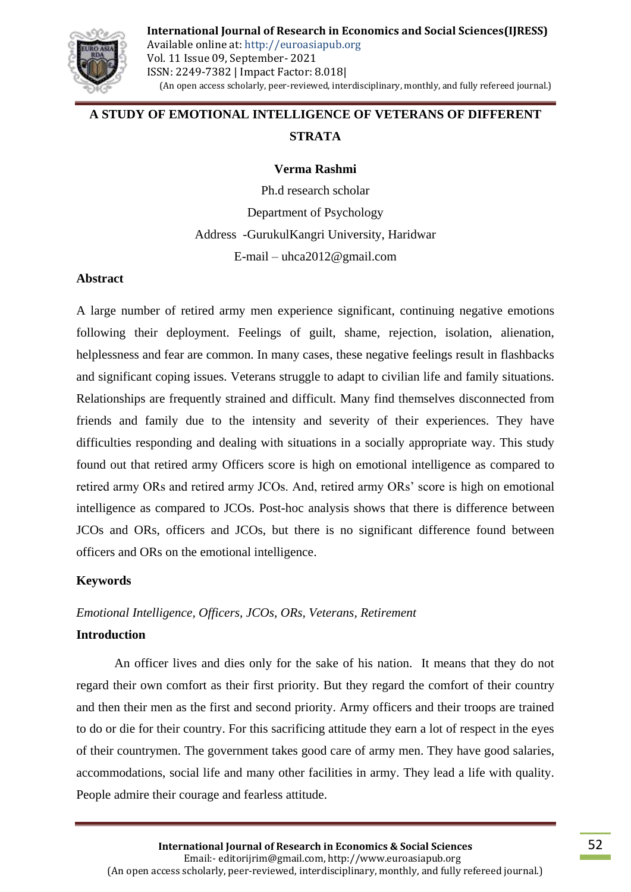# A STUDY OF EMOTIONAL INTELLIGENCE OF VETERANS OF DIFFERENT STRATA

**Verma Rashmi**

Ph.d research scholar

Department of Psychology

Address -GurukulKangri University, Haridwar

E-mail – uhca2012@gmail.com

## Abstract

A large number of retired army men experience significant, continuing negative emotions following their deployment. Feelings of guilt, shame, rejection, isolation, alienation, helplessness and fear are common. In many cases, these negative feelings result in flashbacks and significant coping issues. Veterans struggle to adapt to civilian life and family situations. Relationships are frequently strained and difficult. Many find themselves disconnected from friends and family due to the intensity and severity of their experiences. They have difficulties responding and dealing with situations in a socially appropriate way. This study found out that retired army Officers score is high on emotional intelligence as compared to retired army ORs and retired army JCOs. And, retired army ORs' score is high on emotional intelligence as compared to JCOs. Post-hoc analysis shows that there is difference between JCOs and ORs, officers and JCOs, but there is no significant difference found between officers and ORs on the emotional intelligence.

## Keywords

*Emotional Intelligence, Officers, JCOs, ORs, Veterans, Retirement*

## Introduction

An officer lives and dies only for the sake of his nation. It means that they do not regard their own comfort as their first priority. But they regard the comfort of their country and then their men as the first and second priority. Army officers and their troops are trained to do or die for their country. For this sacrificing attitude they earn a lot of respect in the eyes of their countrymen. The government takes good care of army men. They have good salaries, accommodations, social life and many other facilities in army. They lead a life with quality. People admire their courage and fearless attitude.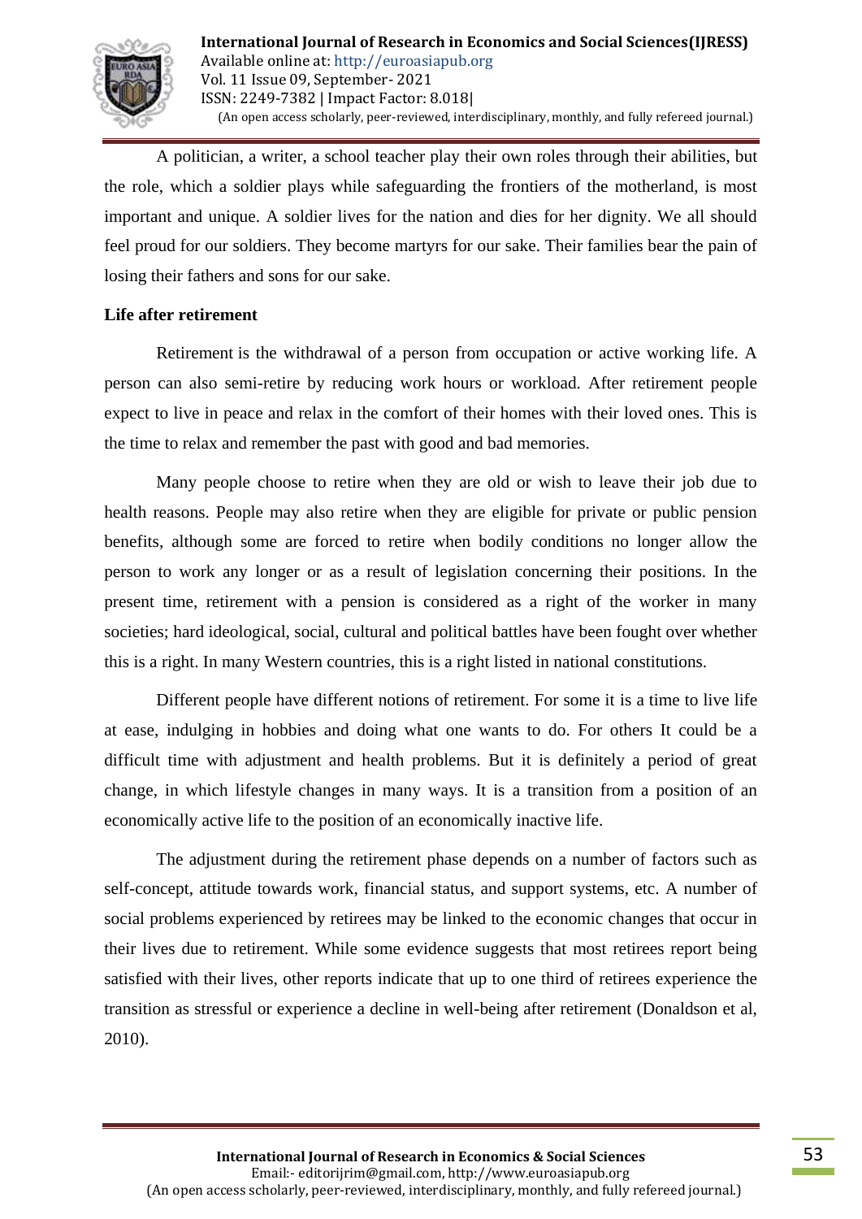A politician, a writer, a school teacher play their own roles through their abilities, but the role, which a soldier plays while safeguarding the frontiers of the motherland, is most important and unique. A soldier lives for the nation and dies for her dignity. We all should feel proud for our soldiers. They become martyrs for our sake. Their families bear the pain of losing their fathers and sons for our sake.

**Life after retirement**

Retirement is the withdrawal of a person from occupation or active working life. A person can also semi-retire by reducing work hours or workload. After retirement people expect to live in peace and relax in the comfort of their homes with their loved ones. This is the time to relax and remember the past with good and bad memories.

Many people choose to retire when they are old or wish to leave their job due to health reasons. People may also retire when they are eligible for private or public pension benefits, although some are forced to retire when bodily conditions no longer allow the person to work any longer or as a result of legislation concerning their positions. In the present time, retirement with a pension is considered as a right of the worker in many societies; hard ideological, social, cultural and political battles have been fought over whether this is a right. In many Western countries, this is a right listed in national constitutions.

Different people have different notions of retirement. For some it is a time to live life at ease, indulging in hobbies and doing what one wants to do. For others It could be a difficult time with adjustment and health problems. But it is definitely a period of great change, in which lifestyle changes in many ways. It is a transition from a position of an economically active life to the position of an economically inactive life.

The adjustment during the retirement phase depends on a number of factors such as self-concept, attitude towards work, financial status, and support systems, etc. A number of social problems experienced by retirees may be linked to the economic changes that occur in their lives due to retirement. While some evidence suggests that most retirees report being satisfied with their lives, other reports indicate that up to one third of retirees experience the transition as stressful or experience a decline in well-being after retirement (Donaldson et al, 2010).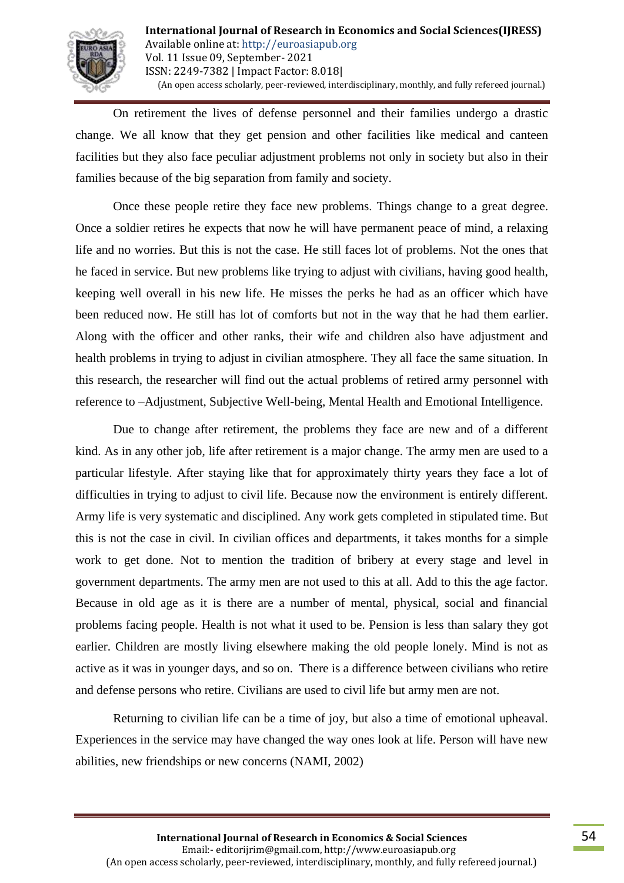On retirement the lives of defense personnel and their families undergo a drastic change. We all know that they get pension and other facilities like medical and canteen facilities but they also face peculiar adjustment problems not only in society but also in their families because of the big separation from family and society.

Once these people retire they face new problems. Things change to a great degree. Once a soldier retires he expects that now he will have permanent peace of mind, a relaxing life and no worries. But this is not the case. He still faces lot of problems. Not the ones that he faced in service. But new problems like trying to adjust with civilians, having good health, keeping well overall in his new life. He misses the perks he had as an officer which have been reduced now. He still has lot of comforts but not in the way that he had them earlier. Along with the officer and other ranks, their wife and children also have adjustment and health problems in trying to adjust in civilian atmosphere. They all face the same situation. In this research, the researcher will find out the actual problems of retired army personnel with reference to –Adjustment, Subjective Well-being, Mental Health and Emotional Intelligence.

Due to change after retirement, the problems they face are new and of a different kind. As in any other job, life after retirement is a major change. The army men are used to a particular lifestyle. After staying like that for approximately thirty years they face a lot of difficulties in trying to adjust to civil life. Because now the environment is entirely different. Army life is very systematic and disciplined. Any work gets completed in stipulated time. But this is not the case in civil. In civilian offices and departments, it takes months for a simple work to get done. Not to mention the tradition of bribery at every stage and level in government departments. The army men are not used to this at all. Add to this the age factor. Because in old age as it is there are a number of mental, physical, social and financial problems facing people. Health is not what it used to be. Pension is less than salary they got earlier. Children are mostly living elsewhere making the old people lonely. Mind is not as active as it was in younger days, and so on. There is a difference between civilians who retire and defense persons who retire. Civilians are used to civil life but army men are not.

Returning to civilian life can be a time of joy, but also a time of emotional upheaval. Experiences in the service may have changed the way ones look at life. Person will have new abilities, new friendships or new concerns (NAMI, 2002)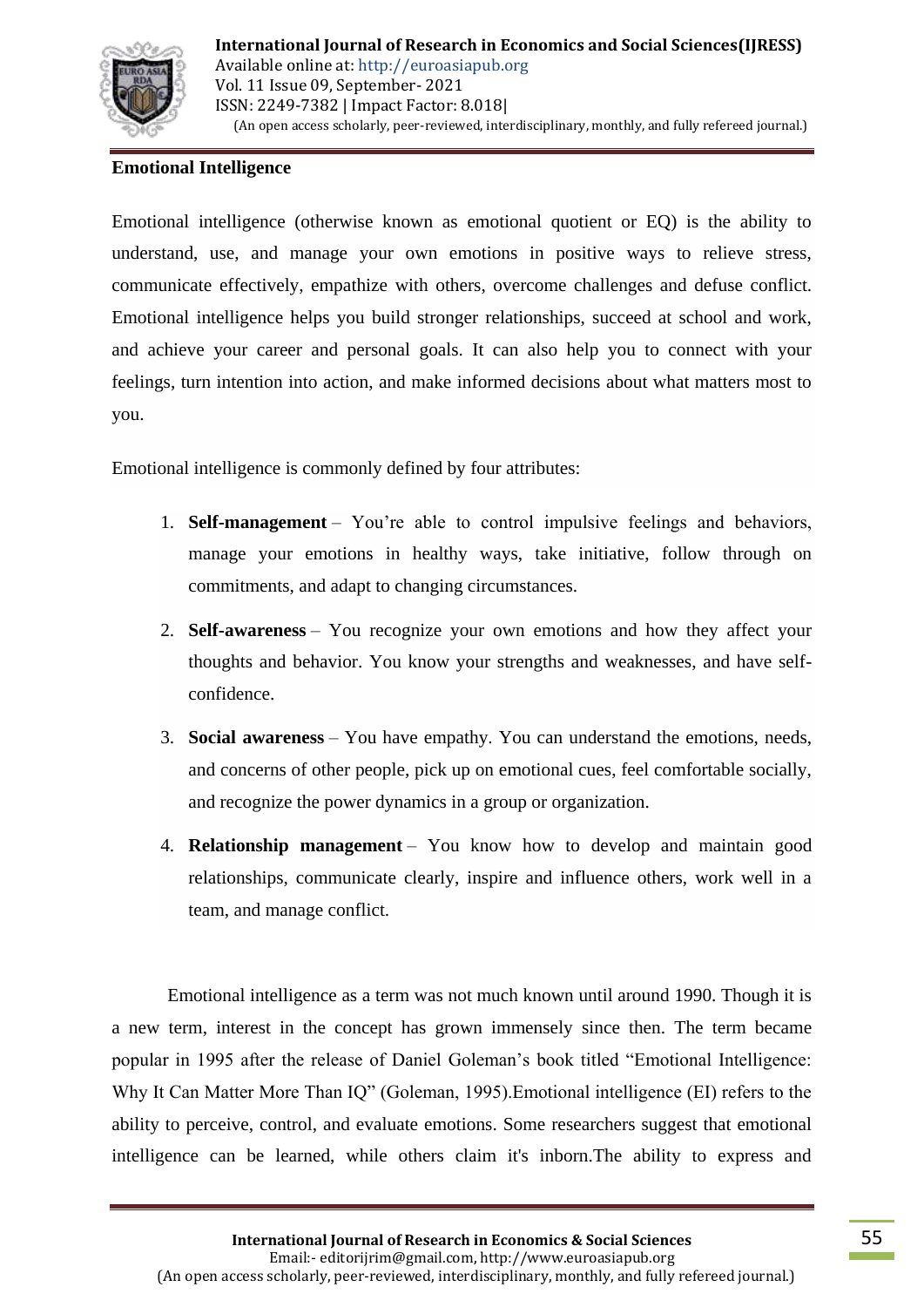**Emotional Intelligence**

Emotional intelligence (otherwise known as emotional quotient or EQ) is the ability to understand, use, and manage your own emotions in positive ways to relieve stress, communicate effectively, empathize with others, overcome challenges and defuse conflict. Emotional intelligence helps you build stronger relationships, succeed at school and work, and achieve your career and personal goals. It can also help you to connect with your feelings, turn intention into action, and make informed decisions about what matters most to you.

Emotional intelligence is commonly defined by four attributes:

1. **Self-management** – You're able to control impulsive feelings and behaviors, manage your emotions in healthy ways, take initiative, follow through on commitments, and adapt to changing circumstances.
2. **Self-awareness** – You recognize your own emotions and how they affect your thoughts and behavior. You know your strengths and weaknesses, and have self-confidence.
3. **Social awareness** – You have empathy. You can understand the emotions, needs, and concerns of other people, pick up on emotional cues, feel comfortable socially, and recognize the power dynamics in a group or organization.
4. **Relationship management** – You know how to develop and maintain good relationships, communicate clearly, inspire and influence others, work well in a team, and manage conflict.

Emotional intelligence as a term was not much known until around 1990. Though it is a new term, interest in the concept has grown immensely since then. The term became popular in 1995 after the release of Daniel Goleman's book titled "Emotional Intelligence: Why It Can Matter More Than IQ" (Goleman, 1995).Emotional intelligence (EI) refers to the ability to perceive, control, and evaluate emotions. Some researchers suggest that emotional intelligence can be learned, while others claim it's inborn.The ability to express and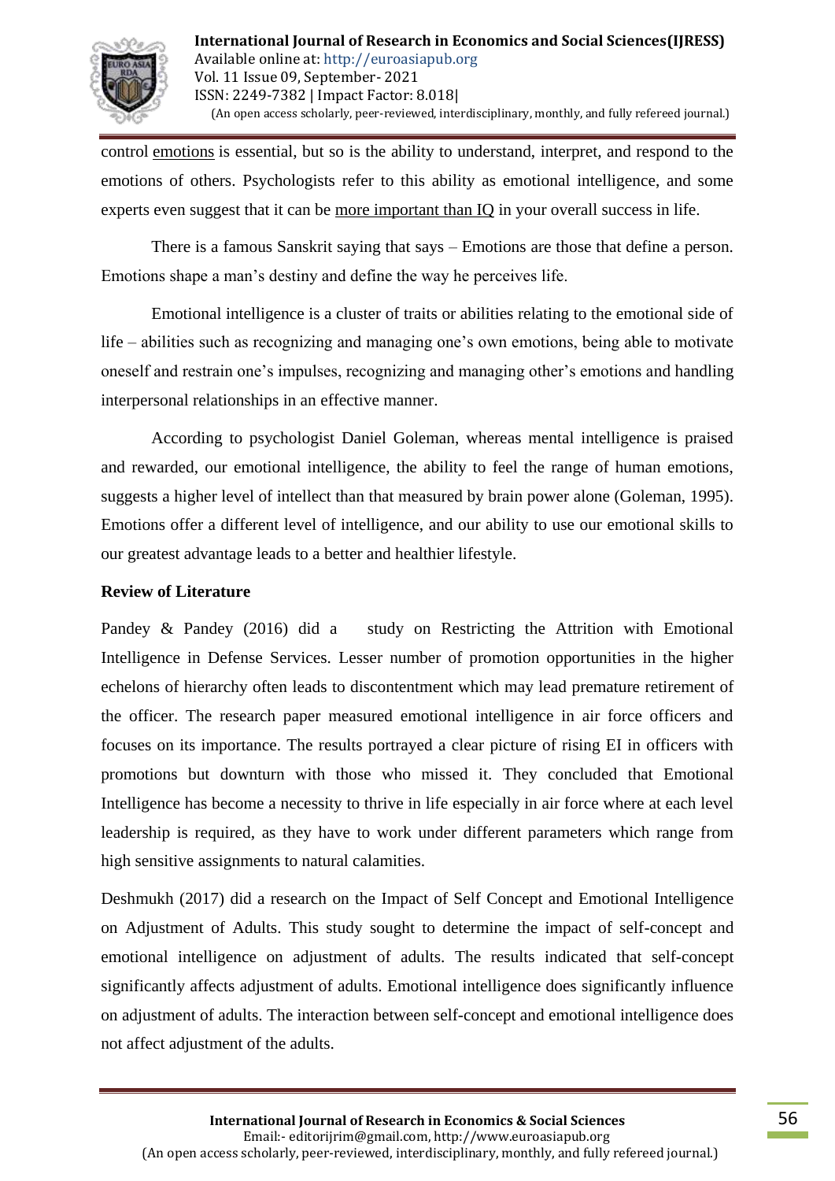control emotions is essential, but so is the ability to understand, interpret, and respond to the emotions of others. Psychologists refer to this ability as emotional intelligence, and some experts even suggest that it can be more important than IQ in your overall success in life.

There is a famous Sanskrit saying that says – Emotions are those that define a person. Emotions shape a man's destiny and define the way he perceives life.

Emotional intelligence is a cluster of traits or abilities relating to the emotional side of life – abilities such as recognizing and managing one's own emotions, being able to motivate oneself and restrain one's impulses, recognizing and managing other's emotions and handling interpersonal relationships in an effective manner.

According to psychologist Daniel Goleman, whereas mental intelligence is praised and rewarded, our emotional intelligence, the ability to feel the range of human emotions, suggests a higher level of intellect than that measured by brain power alone (Goleman, 1995). Emotions offer a different level of intelligence, and our ability to use our emotional skills to our greatest advantage leads to a better and healthier lifestyle.

**Review of Literature**

Pandey & Pandey (2016) did a study on Restricting the Attrition with Emotional Intelligence in Defense Services. Lesser number of promotion opportunities in the higher echelons of hierarchy often leads to discontentment which may lead premature retirement of the officer. The research paper measured emotional intelligence in air force officers and focuses on its importance. The results portrayed a clear picture of rising EI in officers with promotions but downturn with those who missed it. They concluded that Emotional Intelligence has become a necessity to thrive in life especially in air force where at each level leadership is required, as they have to work under different parameters which range from high sensitive assignments to natural calamities.

Deshmukh (2017) did a research on the Impact of Self Concept and Emotional Intelligence on Adjustment of Adults. This study sought to determine the impact of self-concept and emotional intelligence on adjustment of adults. The results indicated that self-concept significantly affects adjustment of adults. Emotional intelligence does significantly influence on adjustment of adults. The interaction between self-concept and emotional intelligence does not affect adjustment of the adults.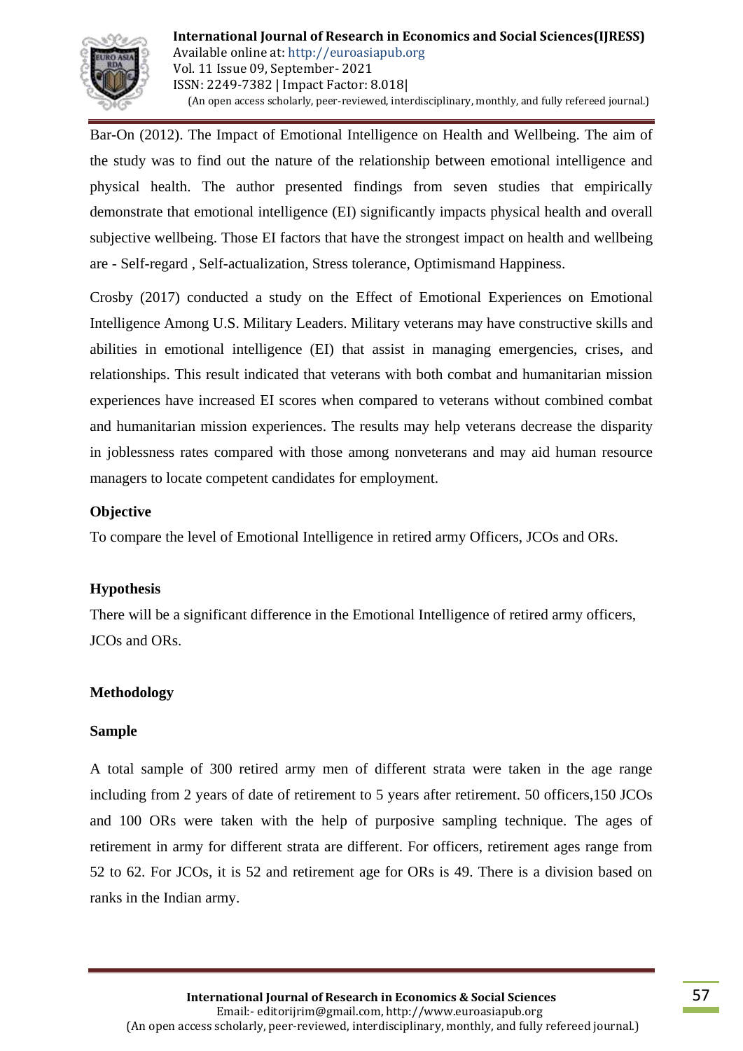Bar-On (2012). The Impact of Emotional Intelligence on Health and Wellbeing. The aim of the study was to find out the nature of the relationship between emotional intelligence and physical health. The author presented findings from seven studies that empirically demonstrate that emotional intelligence (EI) significantly impacts physical health and overall subjective wellbeing. Those EI factors that have the strongest impact on health and wellbeing are - Self-regard , Self-actualization, Stress tolerance, Optimismand Happiness.

Crosby (2017) conducted a study on the Effect of Emotional Experiences on Emotional Intelligence Among U.S. Military Leaders. Military veterans may have constructive skills and abilities in emotional intelligence (EI) that assist in managing emergencies, crises, and relationships. This result indicated that veterans with both combat and humanitarian mission experiences have increased EI scores when compared to veterans without combined combat and humanitarian mission experiences. The results may help veterans decrease the disparity in joblessness rates compared with those among nonveterans and may aid human resource managers to locate competent candidates for employment.

## Objective

To compare the level of Emotional Intelligence in retired army Officers, JCOs and ORs.

## Hypothesis

There will be a significant difference in the Emotional Intelligence of retired army officers, JCOs and ORs.

## Methodology

### Sample

A total sample of 300 retired army men of different strata were taken in the age range including from 2 years of date of retirement to 5 years after retirement. 50 officers,150 JCOs and 100 ORs were taken with the help of purposive sampling technique. The ages of retirement in army for different strata are different. For officers, retirement ages range from 52 to 62. For JCOs, it is 52 and retirement age for ORs is 49. There is a division based on ranks in the Indian army.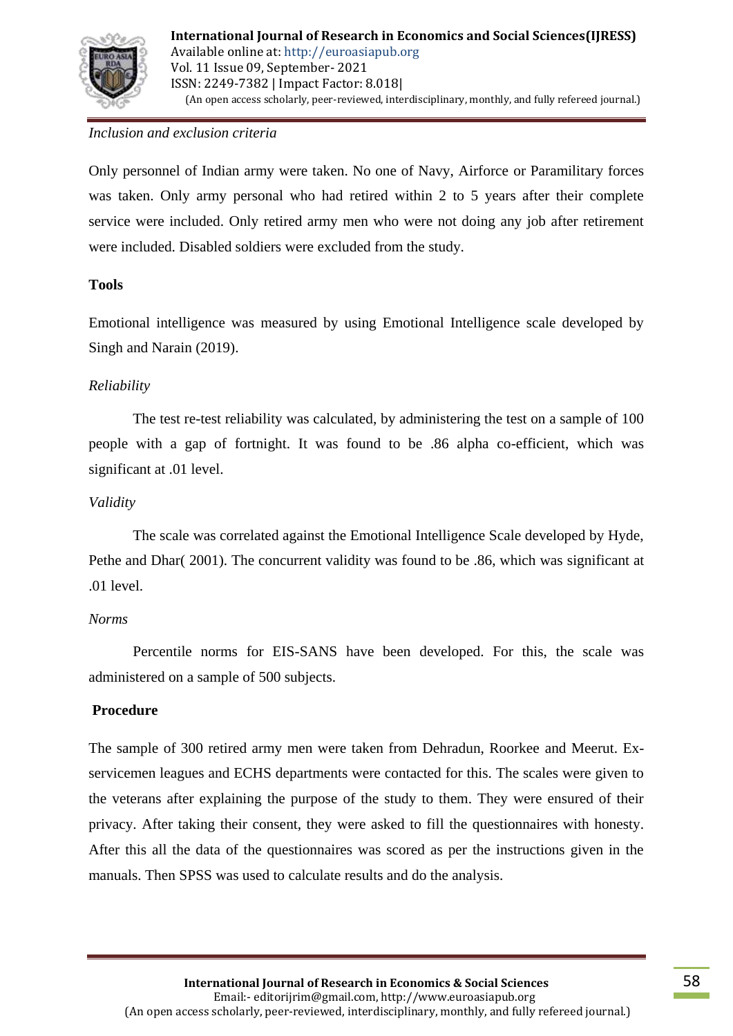*Inclusion and exclusion criteria*

Only personnel of Indian army were taken. No one of Navy, Airforce or Paramilitary forces was taken. Only army personal who had retired within 2 to 5 years after their complete service were included. Only retired army men who were not doing any job after retirement were included. Disabled soldiers were excluded from the study.

**Tools**

Emotional intelligence was measured by using Emotional Intelligence scale developed by Singh and Narain (2019).

*Reliability*

The test re-test reliability was calculated, by administering the test on a sample of 100 people with a gap of fortnight. It was found to be .86 alpha co-efficient, which was significant at .01 level.

*Validity*

The scale was correlated against the Emotional Intelligence Scale developed by Hyde, Pethe and Dhar( 2001). The concurrent validity was found to be .86, which was significant at .01 level.

*Norms*

Percentile norms for EIS-SANS have been developed. For this, the scale was administered on a sample of 500 subjects.

**Procedure**

The sample of 300 retired army men were taken from Dehradun, Roorkee and Meerut. Ex-servicemen leagues and ECHS departments were contacted for this. The scales were given to the veterans after explaining the purpose of the study to them. They were ensured of their privacy. After taking their consent, they were asked to fill the questionnaires with honesty. After this all the data of the questionnaires was scored as per the instructions given in the manuals. Then SPSS was used to calculate results and do the analysis.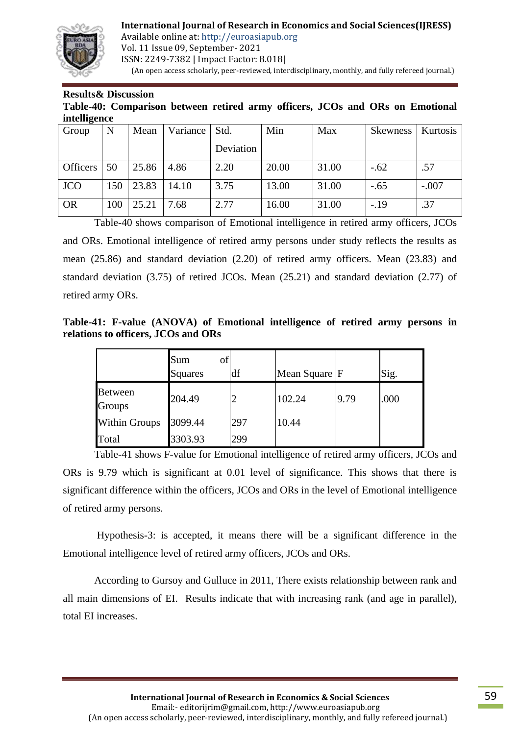**Results& Discussion**

**Table-40: Comparison between retired army officers, JCOs and ORs on Emotional intelligence**

| Group | N | Mean | Variance | Std. Deviation | Min | Max | Skewness | Kurtosis |
|---|---|---|---|---|---|---|---|---|
| Officers | 50 | 25.86 | 4.86 | 2.20 | 20.00 | 31.00 | -.62 | .57 |
| JCO | 150 | 23.83 | 14.10 | 3.75 | 13.00 | 31.00 | -.65 | -.007 |
| OR | 100 | 25.21 | 7.68 | 2.77 | 16.00 | 31.00 | -.19 | .37 |

Table-40 shows comparison of Emotional intelligence in retired army officers, JCOs and ORs. Emotional intelligence of retired army persons under study reflects the results as mean (25.86) and standard deviation (2.20) of retired army officers. Mean (23.83) and standard deviation (3.75) of retired JCOs. Mean (25.21) and standard deviation (2.77) of retired army ORs.

**Table-41: F-value (ANOVA) of Emotional intelligence of retired army persons in relations to officers, JCOs and ORs**

| | Sum of Squares | df | Mean Square | F | Sig. |
|---|---|---|---|---|---|
| Between Groups | 204.49 | 2 | 102.24 | 9.79 | .000 |
| Within Groups | 3099.44 | 297 | 10.44 | | |
| Total | 3303.93 | 299 | | | |

Table-41 shows F-value for Emotional intelligence of retired army officers, JCOs and ORs is 9.79 which is significant at 0.01 level of significance. This shows that there is significant difference within the officers, JCOs and ORs in the level of Emotional intelligence of retired army persons.

Hypothesis-3: is accepted, it means there will be a significant difference in the Emotional intelligence level of retired army officers, JCOs and ORs.

According to Gursoy and Gulluce in 2011, There exists relationship between rank and all main dimensions of EI. Results indicate that with increasing rank (and age in parallel), total EI increases.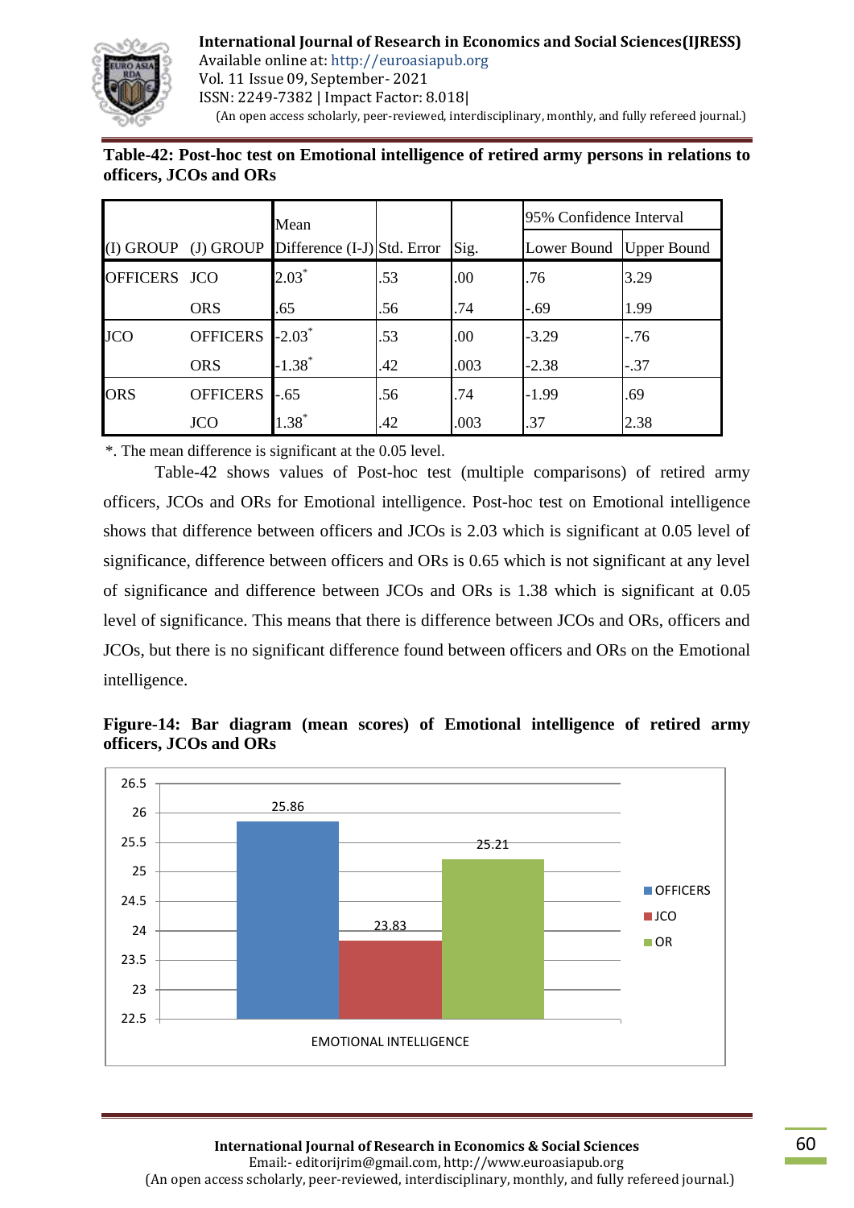**Table-42: Post-hoc test on Emotional intelligence of retired army persons in relations to officers, JCOs and ORs**

| (I) GROUP | (J) GROUP | Mean Difference (I-J) | Std. Error | Sig. | 95% Confidence Interval | |
|---|---|---|---|---|---|---|
| | | | | | Lower Bound | Upper Bound |
| OFFICERS | JCO | 2.03* | .53 | .00 | .76 | 3.29 |
| | ORS | .65 | .56 | .74 | -.69 | 1.99 |
| JCO | OFFICERS | -2.03* | .53 | .00 | -3.29 | -.76 |
| | ORS | -1.38* | .42 | .003 | -2.38 | -.37 |
| ORS | OFFICERS | -.65 | .56 | .74 | -1.99 | .69 |
| | JCO | 1.38* | .42 | .003 | .37 | 2.38 |

*. The mean difference is significant at the 0.05 level.

Table-42 shows values of Post-hoc test (multiple comparisons) of retired army officers, JCOs and ORs for Emotional intelligence. Post-hoc test on Emotional intelligence shows that difference between officers and JCOs is 2.03 which is significant at 0.05 level of significance, difference between officers and ORs is 0.65 which is not significant at any level of significance and difference between JCOs and ORs is 1.38 which is significant at 0.05 level of significance. This means that there is difference between JCOs and ORs, officers and JCOs, but there is no significant difference found between officers and ORs on the Emotional intelligence.

**Figure-14: Bar diagram (mean scores) of Emotional intelligence of retired army officers, JCOs and ORs**

| | OFFICERS | JCO | OR |
|---|---|---|---|
| EMOTIONAL INTELLIGENCE | 25.86 | 23.83 | 25.21 |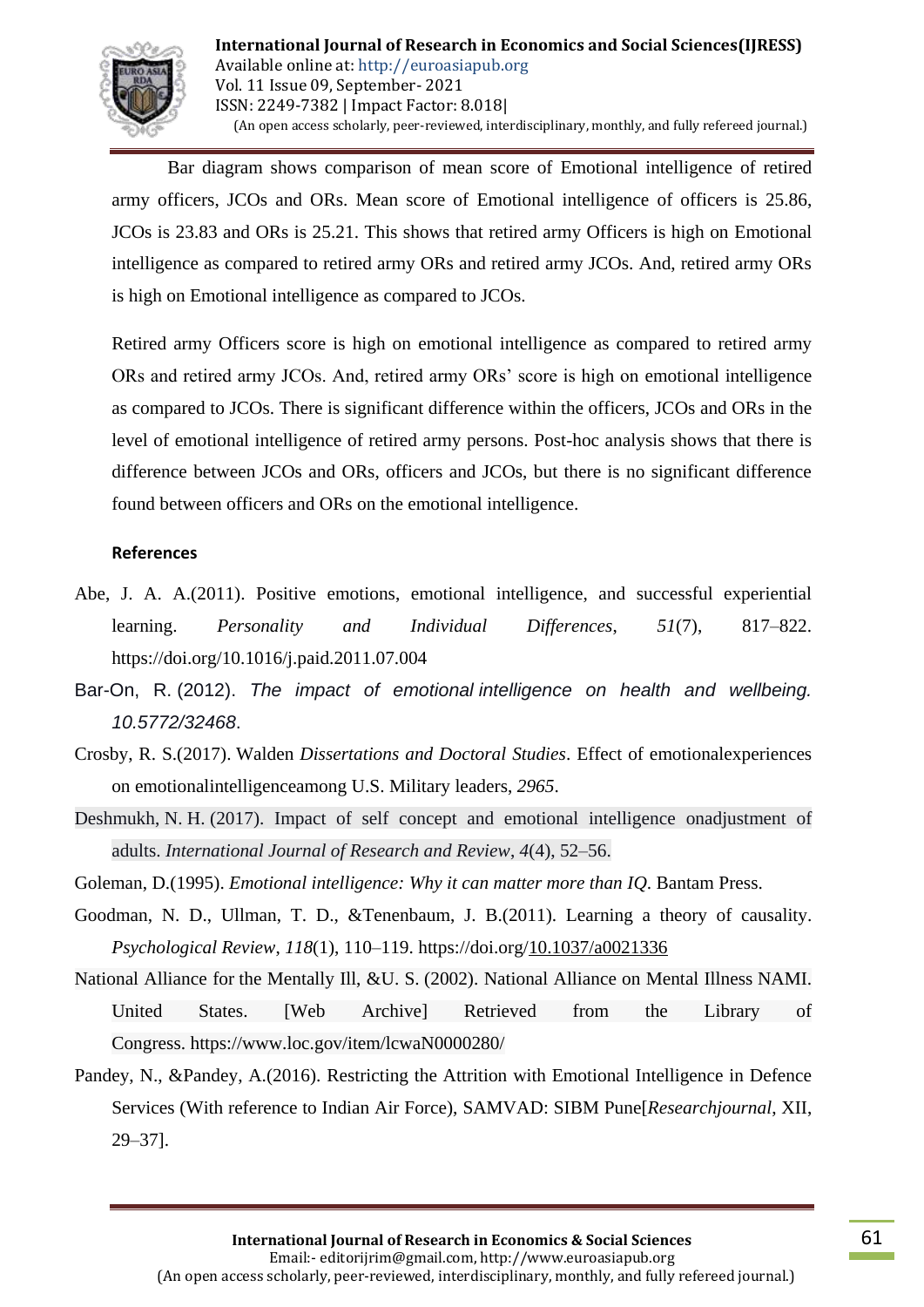Bar diagram shows comparison of mean score of Emotional intelligence of retired army officers, JCOs and ORs. Mean score of Emotional intelligence of officers is 25.86, JCOs is 23.83 and ORs is 25.21. This shows that retired army Officers is high on Emotional intelligence as compared to retired army ORs and retired army JCOs. And, retired army ORs is high on Emotional intelligence as compared to JCOs.

Retired army Officers score is high on emotional intelligence as compared to retired army ORs and retired army JCOs. And, retired army ORs' score is high on emotional intelligence as compared to JCOs. There is significant difference within the officers, JCOs and ORs in the level of emotional intelligence of retired army persons. Post-hoc analysis shows that there is difference between JCOs and ORs, officers and JCOs, but there is no significant difference found between officers and ORs on the emotional intelligence.

**References**

Abe, J. A. A.(2011). Positive emotions, emotional intelligence, and successful experiential learning. *Personality and Individual Differences*, *51*(7), 817–822. https://doi.org/10.1016/j.paid.2011.07.004

Bar-On, R. (2012). *The impact of emotional intelligence on health and wellbeing. 10.5772/32468*.

Crosby, R. S.(2017). Walden *Dissertations and Doctoral Studies*. Effect of emotionalexperiences on emotionalintelligenceamong U.S. Military leaders, *2965*.

Deshmukh, N. H. (2017). Impact of self concept and emotional intelligence onadjustment of adults. *International Journal of Research and Review*, *4*(4), 52–56.

Goleman, D.(1995). *Emotional intelligence: Why it can matter more than IQ*. Bantam Press.

Goodman, N. D., Ullman, T. D., &Tenenbaum, J. B.(2011). Learning a theory of causality. *Psychological Review*, *118*(1), 110–119. https://doi.org/10.1037/a0021336

National Alliance for the Mentally Ill, &U. S. (2002). National Alliance on Mental Illness NAMI. United States. [Web Archive] Retrieved from the Library of Congress. https://www.loc.gov/item/lcwaN0000280/

Pandey, N., &Pandey, A.(2016). Restricting the Attrition with Emotional Intelligence in Defence Services (With reference to Indian Air Force), SAMVAD: SIBM Pune[*Researchjournal*, XII, 29–37].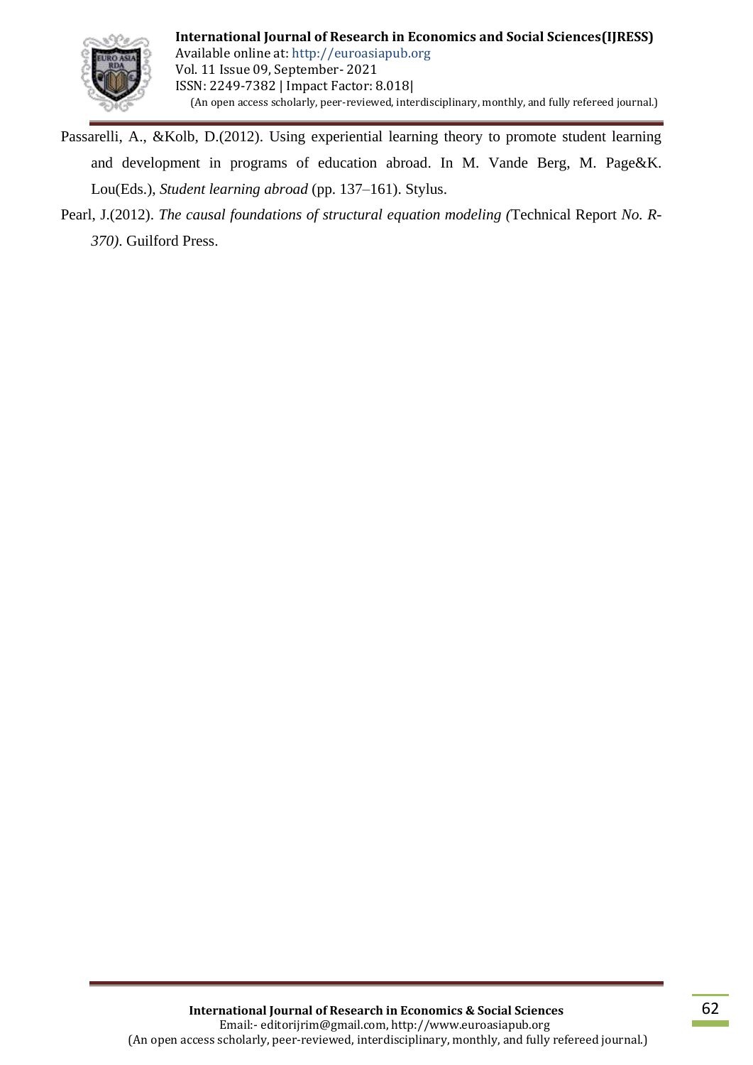Passarelli, A., &Kolb, D.(2012). Using experiential learning theory to promote student learning and development in programs of education abroad. In M. Vande Berg, M. Page&K. Lou(Eds.), *Student learning abroad* (pp. 137–161). Stylus.

Pearl, J.(2012). *The causal foundations of structural equation modeling (*Technical Report *No. R-370)*. Guilford Press.